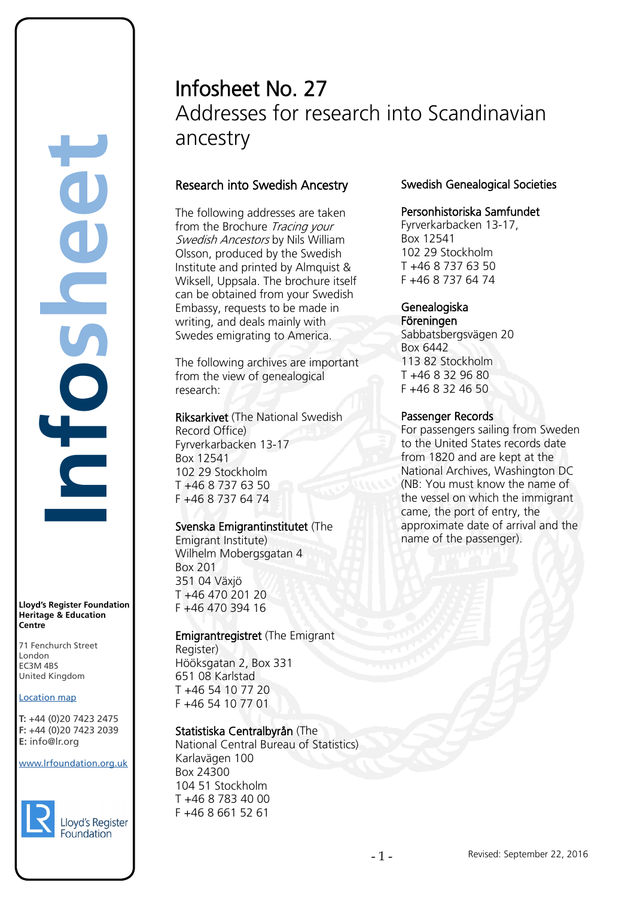# Infosheet No. 27

## Addresses for research into Scandinavian ancestry

### Research into Swedish Ancestry

The following addresses are taken from the Brochure *Tracing your Swedish Ancestors* by Nils William Olsson, produced by the Swedish Institute and printed by Almquist & Wiksell, Uppsala. The brochure itself can be obtained from your Swedish Embassy, requests to be made in writing, and deals mainly with Swedes emigrating to America.

The following archives are important from the view of genealogical research:

**Riksarkivet** (The National Swedish Record Office)
Fyrverkarbacken 13-17
Box 12541
102 29 Stockholm
T +46 8 737 63 50
F +46 8 737 64 74

**Svenska Emigrantinstitutet** (The Emigrant Institute)
Wilhelm Mobergsgatan 4
Box 201
351 04 Växjö
T +46 470 201 20
F +46 470 394 16

**Emigrantregistret** (The Emigrant Register)
Hööksgatan 2, Box 331
651 08 Karlstad
T +46 54 10 77 20
F +46 54 10 77 01

**Statistiska Centralbyrån** (The National Central Bureau of Statistics)
Karlavägen 100
Box 24300
104 51 Stockholm
T +46 8 783 40 00
F +46 8 661 52 61

### Swedish Genealogical Societies

**Personhistoriska Samfundet**
Fyrverkarbacken 13-17,
Box 12541
102 29 Stockholm
T +46 8 737 63 50
F +46 8 737 64 74

**Genealogiska Föreningen**
Sabbatsbergsvägen 20
Box 6442
113 82 Stockholm
T +46 8 32 96 80
F +46 8 32 46 50

### Passenger Records

For passengers sailing from Sweden to the United States records date from 1820 and are kept at the National Archives, Washington DC (NB: You must know the name of the vessel on which the immigrant came, the port of entry, the approximate date of arrival and the name of the passenger).

---

**Lloyd's Register Foundation Heritage & Education Centre**

71 Fenchurch Street
London
EC3M 4BS
United Kingdom

[Location map]

**T:** +44 (0)20 7423 2475
**F:** +44 (0)20 7423 2039
**E:** info@lr.org

www.lrfoundation.org.uk

Revised: September 22, 2016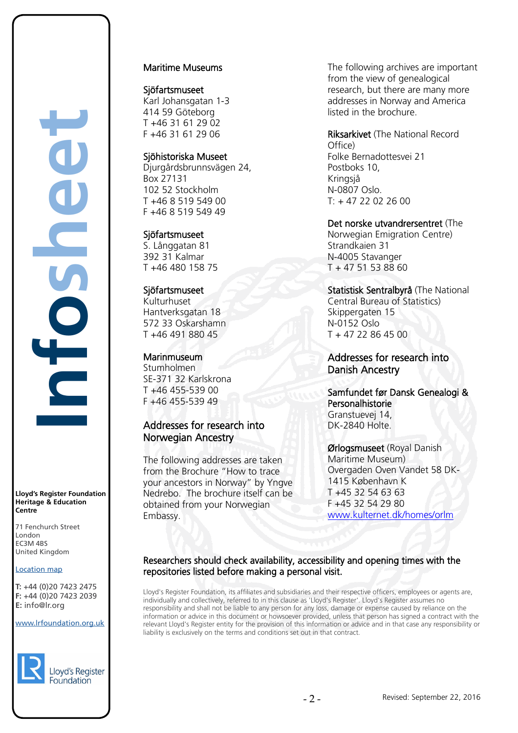## Maritime Museums

**Sjöfartsmuseet**
Karl Johansgatan 1-3
414 59 Göteborg
T +46 31 61 29 02
F +46 31 61 29 06

**Sjöhistoriska Museet**
Djurgårdsbrunnsvägen 24,
Box 27131
102 52 Stockholm
T +46 8 519 549 00
F +46 8 519 549 49

**Sjöfartsmuseet**
S. Långgatan 81
392 31 Kalmar
T +46 480 158 75

**Sjöfartsmuseet**
Kulturhuset
Hantverksgatan 18
572 33 Oskarshamn
T +46 491 880 45

**Marinmuseum**
Stumholmen
SE-371 32 Karlskrona
T +46 455-539 00
F +46 455-539 49

## Addresses for research into Norwegian Ancestry

The following addresses are taken from the Brochure "How to trace your ancestors in Norway" by Yngve Nedrebo. The brochure itself can be obtained from your Norwegian Embassy.

The following archives are important from the view of genealogical research, but there are many more addresses in Norway and America listed in the brochure.

**Riksarkivet** (The National Record Office)
Folke Bernadottesvei 21
Postboks 10,
Kringsjå
N-0807 Oslo.
T: + 47 22 02 26 00

**Det norske utvandrersentret** (The Norwegian Emigration Centre)
Strandkaien 31
N-4005 Stavanger
T + 47 51 53 88 60

**Statistisk Sentralbyrå** (The National Central Bureau of Statistics)
Skippergaten 15
N-0152 Oslo
T + 47 22 86 45 00

## Addresses for research into Danish Ancestry

**Samfundet før Dansk Genealogi & Personalhistorie**
Granstuevej 14,
DK-2840 Holte.

**Ørlogsmuseet** (Royal Danish Maritime Museum)
Overgaden Oven Vandet 58 DK-1415 København K
T +45 32 54 63 63
F +45 32 54 29 80
www.kulternet.dk/homes/orlm

**Researchers should check availability, accessibility and opening times with the repositories listed before making a personal visit.**

Lloyd's Register Foundation, its affiliates and subsidiaries and their respective officers, employees or agents are, individually and collectively, referred to in this clause as 'Lloyd's Register'. Lloyd's Register assumes no responsibility and shall not be liable to any person for any loss, damage or expense caused by reliance on the information or advice in this document or howsoever provided, unless that person has signed a contract with the relevant Lloyd's Register entity for the provision of this information or advice and in that case any responsibility or liability is exclusively on the terms and conditions set out in that contract.

**Infosheet**

**Lloyd's Register Foundation Heritage & Education Centre**

71 Fenchurch Street
London
EC3M 4BS
United Kingdom

Location map

**T:** +44 (0)20 7423 2475
**F:** +44 (0)20 7423 2039
**E:** info@lr.org

www.lrfoundation.org.uk

Lloyd's Register Foundation

Revised: September 22, 2016